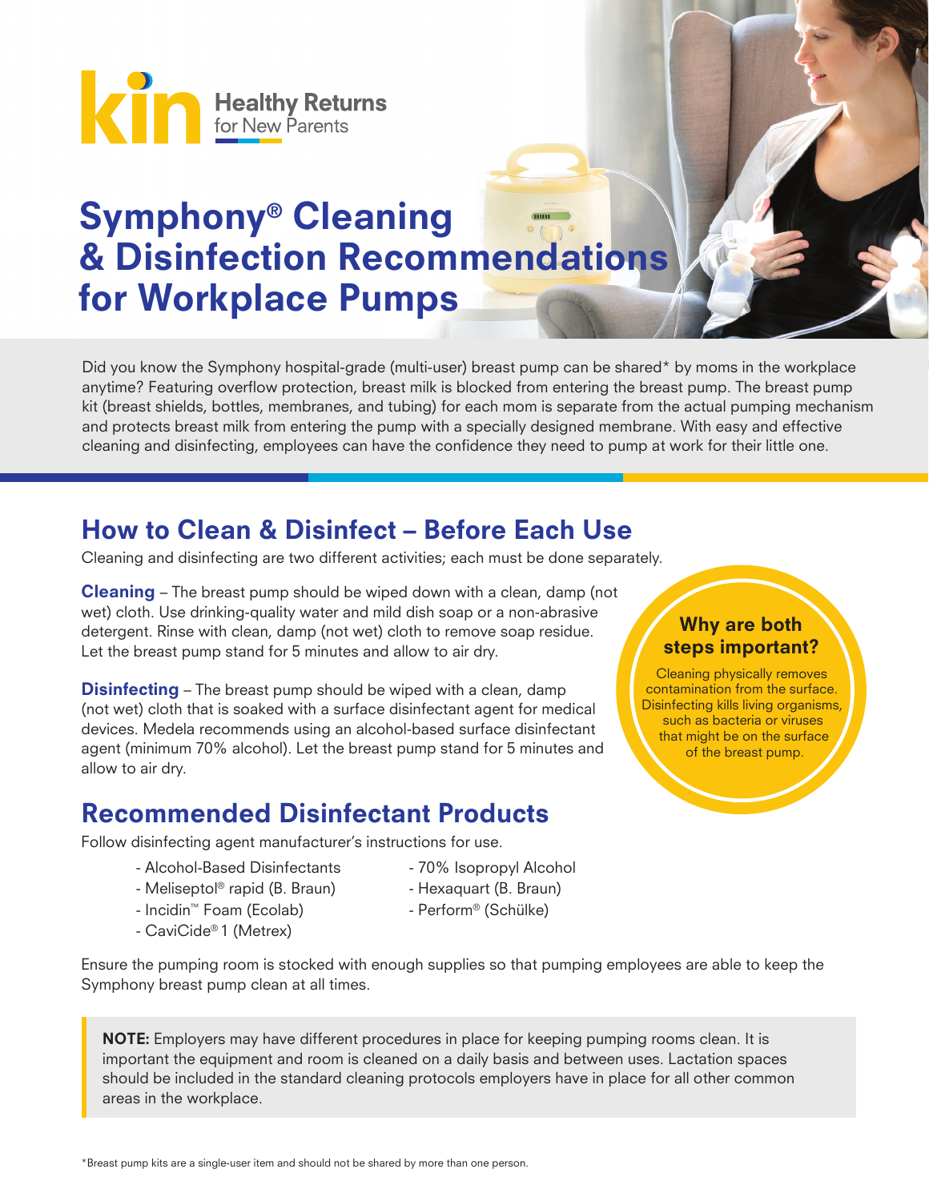kin Healthy Returns for New Parents

# Symphony® Cleaning & Disinfection Recommendations for Workplace Pumps

Did you know the Symphony hospital-grade (multi-user) breast pump can be shared* by moms in the workplace anytime? Featuring overflow protection, breast milk is blocked from entering the breast pump. The breast pump kit (breast shields, bottles, membranes, and tubing) for each mom is separate from the actual pumping mechanism and protects breast milk from entering the pump with a specially designed membrane. With easy and effective cleaning and disinfecting, employees can have the confidence they need to pump at work for their little one.

## How to Clean & Disinfect – Before Each Use

Cleaning and disinfecting are two different activities; each must be done separately.

**Cleaning** – The breast pump should be wiped down with a clean, damp (not wet) cloth. Use drinking-quality water and mild dish soap or a non-abrasive detergent. Rinse with clean, damp (not wet) cloth to remove soap residue. Let the breast pump stand for 5 minutes and allow to air dry.

**Disinfecting** – The breast pump should be wiped with a clean, damp (not wet) cloth that is soaked with a surface disinfectant agent for medical devices. Medela recommends using an alcohol-based surface disinfectant agent (minimum 70% alcohol). Let the breast pump stand for 5 minutes and allow to air dry.

### Why are both steps important?

Cleaning physically removes contamination from the surface. Disinfecting kills living organisms, such as bacteria or viruses that might be on the surface of the breast pump.

## Recommended Disinfectant Products

Follow disinfecting agent manufacturer's instructions for use.

- Alcohol-Based Disinfectants
- Meliseptol® rapid (B. Braun)
- Incidin™ Foam (Ecolab)
- CaviCide® 1 (Metrex)
- 70% Isopropyl Alcohol
- Hexaquart (B. Braun)
- Perform® (Schülke)

Ensure the pumping room is stocked with enough supplies so that pumping employees are able to keep the Symphony breast pump clean at all times.

**NOTE:** Employers may have different procedures in place for keeping pumping rooms clean. It is important the equipment and room is cleaned on a daily basis and between uses. Lactation spaces should be included in the standard cleaning protocols employers have in place for all other common areas in the workplace.

*Breast pump kits are a single-user item and should not be shared by more than one person.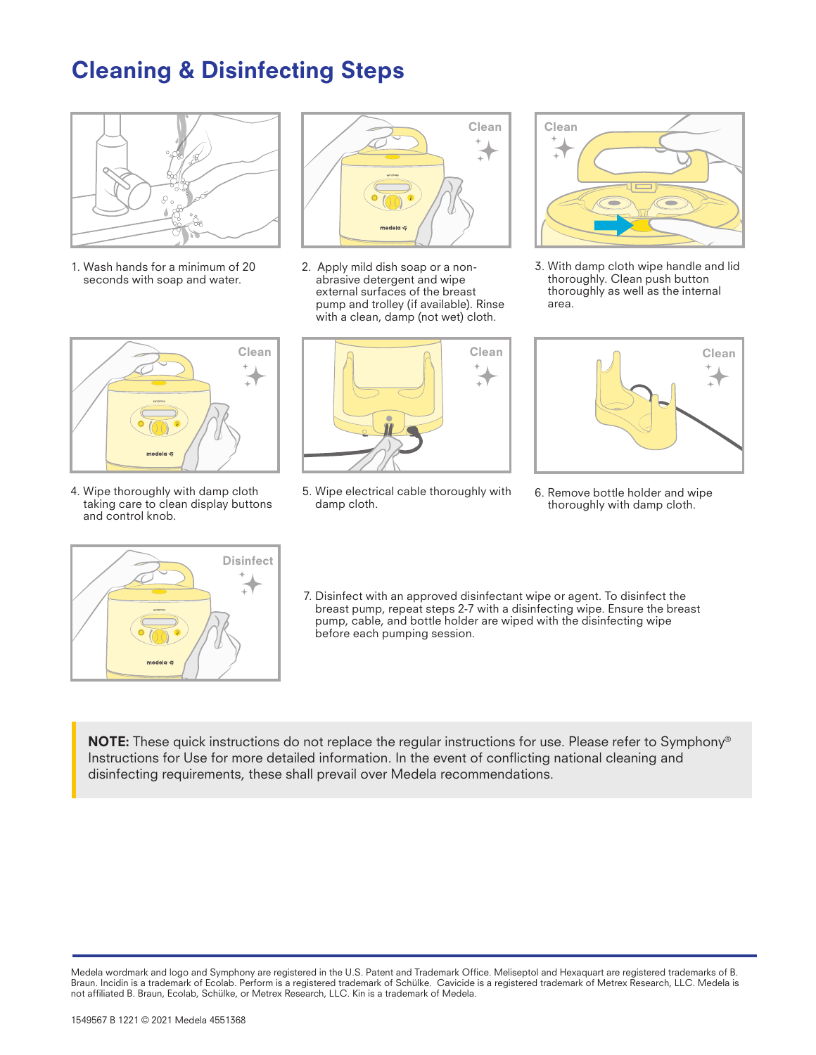# Cleaning & Disinfecting Steps

1. Wash hands for a minimum of 20 seconds with soap and water.

2. Apply mild dish soap or a non-abrasive detergent and wipe external surfaces of the breast pump and trolley (if available). Rinse with a clean, damp (not wet) cloth.

3. With damp cloth wipe handle and lid thoroughly. Clean push button thoroughly as well as the internal area.

4. Wipe thoroughly with damp cloth taking care to clean display buttons and control knob.

5. Wipe electrical cable thoroughly with damp cloth.

6. Remove bottle holder and wipe thoroughly with damp cloth.

7. Disinfect with an approved disinfectant wipe or agent. To disinfect the breast pump, repeat steps 2-7 with a disinfecting wipe. Ensure the breast pump, cable, and bottle holder are wiped with the disinfecting wipe before each pumping session.

**NOTE:** These quick instructions do not replace the regular instructions for use. Please refer to Symphony® Instructions for Use for more detailed information. In the event of conflicting national cleaning and disinfecting requirements, these shall prevail over Medela recommendations.

Medela wordmark and logo and Symphony are registered in the U.S. Patent and Trademark Office. Meliseptol and Hexaquart are registered trademarks of B. Braun. Incidin is a trademark of Ecolab. Perform is a registered trademark of Schülke. Cavicide is a registered trademark of Metrex Research, LLC. Medela is not affiliated B. Braun, Ecolab, Schülke, or Metrex Research, LLC. Kin is a trademark of Medela.

1549567 B 1221 © 2021 Medela 4551368